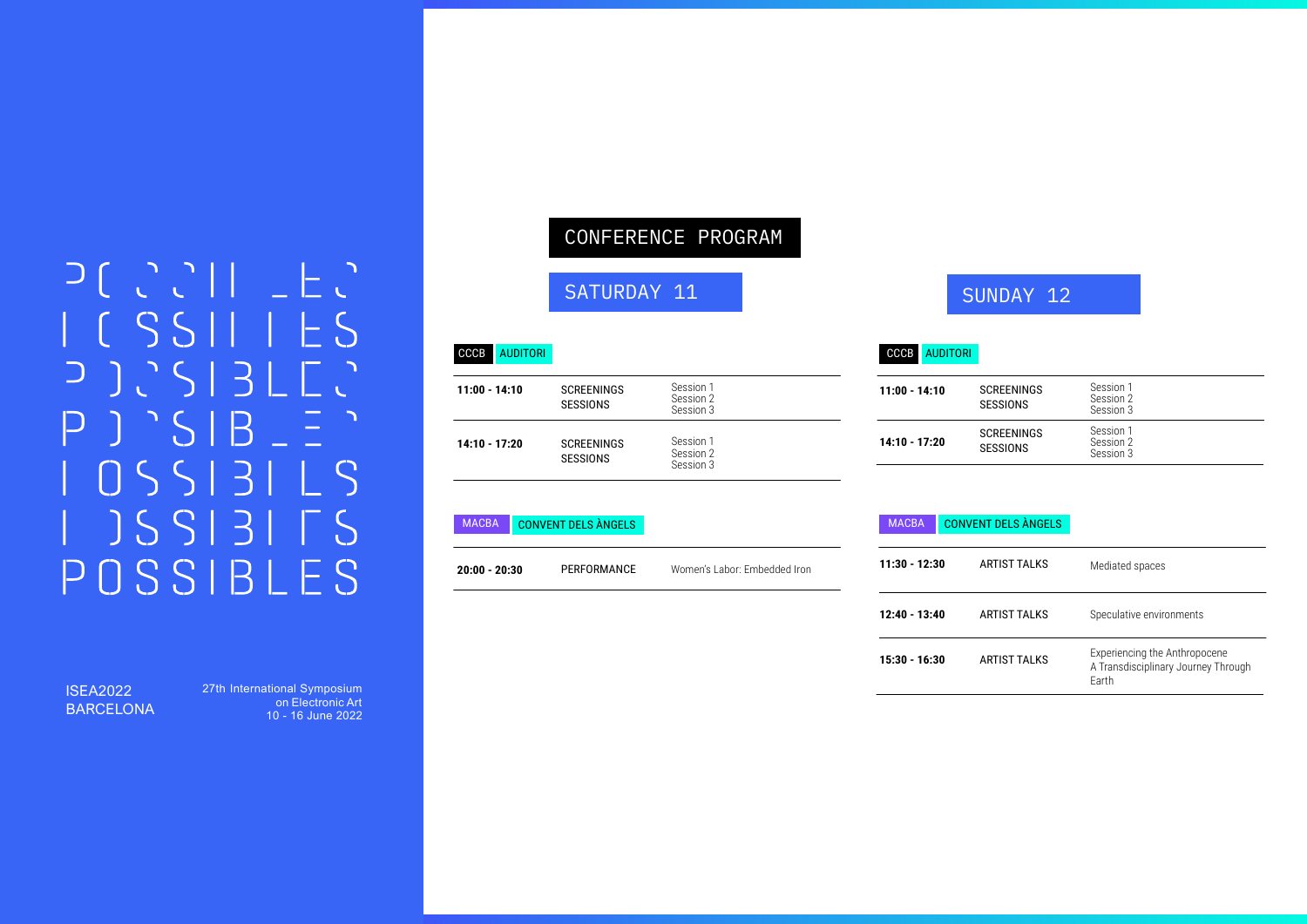POSSIBLES

ISEA2022 BARCELONA

27th International Symposium on Electronic Art
10 - 16 June 2022

# CONFERENCE PROGRAM

## SATURDAY 11

### CCCB AUDITORI

| | | |
|---|---|---|
| **11:00 - 14:10** | SCREENINGS SESSIONS | Session 1<br>Session 2<br>Session 3 |
| **14:10 - 17:20** | SCREENINGS SESSIONS | Session 1<br>Session 2<br>Session 3 |

### MACBA CONVENT DELS ÀNGELS

| | | |
|---|---|---|
| **20:00 - 20:30** | PERFORMANCE | Women's Labor: Embedded Iron |

## SUNDAY 12

### CCCB AUDITORI

| | | |
|---|---|---|
| **11:00 - 14:10** | SCREENINGS SESSIONS | Session 1<br>Session 2<br>Session 3 |
| **14:10 - 17:20** | SCREENINGS SESSIONS | Session 1<br>Session 2<br>Session 3 |

### MACBA CONVENT DELS ÀNGELS

| | | |
|---|---|---|
| **11:30 - 12:30** | ARTIST TALKS | Mediated spaces |
| **12:40 - 13:40** | ARTIST TALKS | Speculative environments |
| **15:30 - 16:30** | ARTIST TALKS | Experiencing the Anthropocene<br>A Transdisciplinary Journey Through Earth |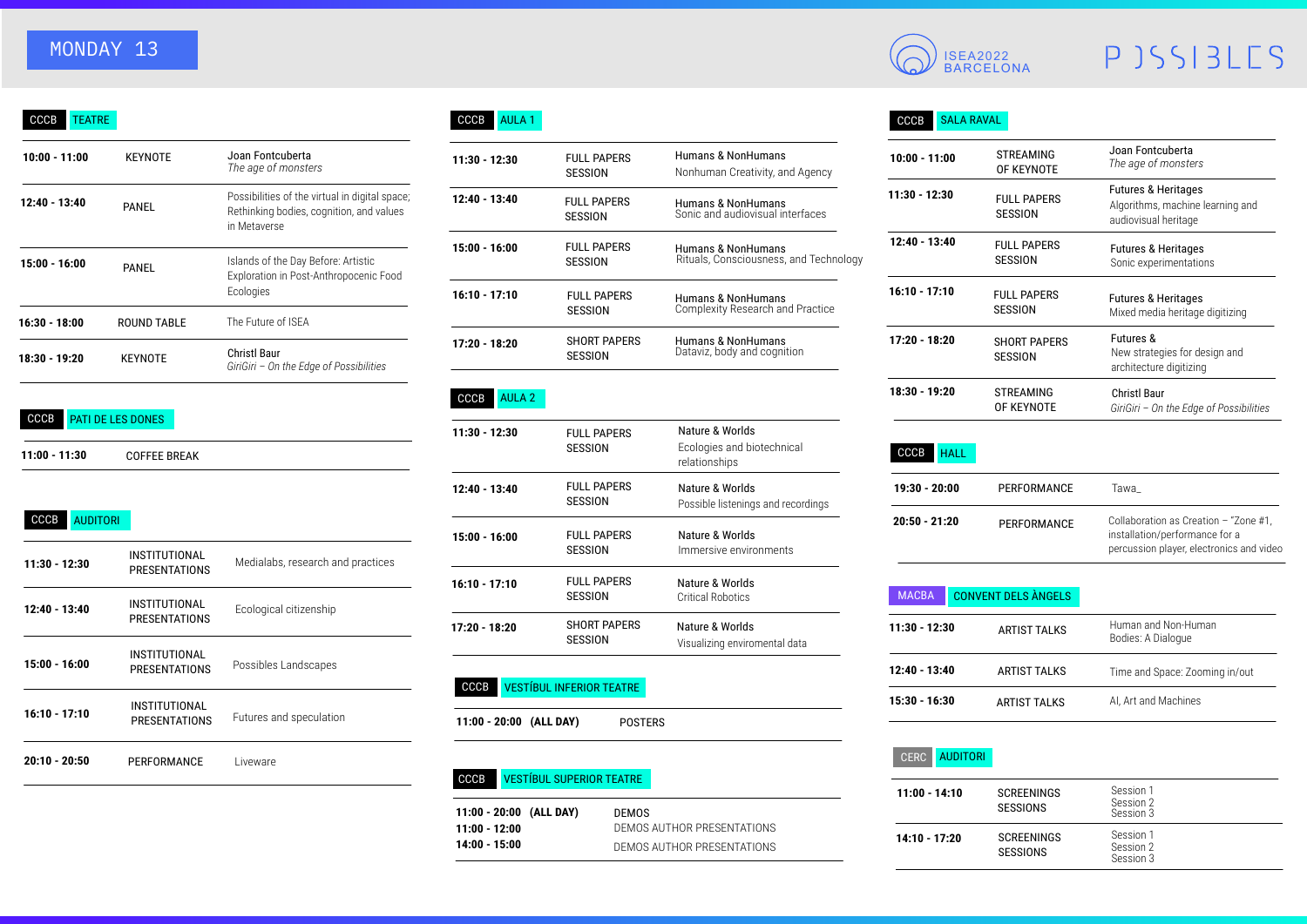# MONDAY 13

ISEA2022 BARCELONA

POSSIBLES

## CCCB TEATRE

| Time | Type | Session |
|---|---|---|
| 10:00 - 11:00 | KEYNOTE | Joan Fontcuberta *The age of monsters* |
| 12:40 - 13:40 | PANEL | Possibilities of the virtual in digital space; Rethinking bodies, cognition, and values in Metaverse |
| 15:00 - 16:00 | PANEL | Islands of the Day Before: Artistic Exploration in Post-Anthropocenic Food Ecologies |
| 16:30 - 18:00 | ROUND TABLE | The Future of ISEA |
| 18:30 - 19:20 | KEYNOTE | Christl Baur *GiriGiri – On the Edge of Possibilities* |

## CCCB PATI DE LES DONES

| Time | Type |
|---|---|
| 11:00 - 11:30 | COFFEE BREAK |

## CCCB AUDITORI

| Time | Type | Session |
|---|---|---|
| 11:30 - 12:30 | INSTITUTIONAL PRESENTATIONS | Medialabs, research and practices |
| 12:40 - 13:40 | INSTITUTIONAL PRESENTATIONS | Ecological citizenship |
| 15:00 - 16:00 | INSTITUTIONAL PRESENTATIONS | Possibles Landscapes |
| 16:10 - 17:10 | INSTITUTIONAL PRESENTATIONS | Futures and speculation |
| 20:10 - 20:50 | PERFORMANCE | Liveware |

## CCCB AULA 1

| Time | Type | Session |
|---|---|---|
| 11:30 - 12:30 | FULL PAPERS SESSION | Humans & NonHumans Nonhuman Creativity, and Agency |
| 12:40 - 13:40 | FULL PAPERS SESSION | Humans & NonHumans Sonic and audiovisual interfaces |
| 15:00 - 16:00 | FULL PAPERS SESSION | Humans & NonHumans Rituals, Consciousness, and Technology |
| 16:10 - 17:10 | FULL PAPERS SESSION | Humans & NonHumans Complexity Research and Practice |
| 17:20 - 18:20 | SHORT PAPERS SESSION | Humans & NonHumans Dataviz, body and cognition |

## CCCB AULA 2

| Time | Type | Session |
|---|---|---|
| 11:30 - 12:30 | FULL PAPERS SESSION | Nature & Worlds Ecologies and biotechnical relationships |
| 12:40 - 13:40 | FULL PAPERS SESSION | Nature & Worlds Possible listenings and recordings |
| 15:00 - 16:00 | FULL PAPERS SESSION | Nature & Worlds Immersive environments |
| 16:10 - 17:10 | FULL PAPERS SESSION | Nature & Worlds Critical Robotics |
| 17:20 - 18:20 | SHORT PAPERS SESSION | Nature & Worlds Visualizing enviromental data |

## CCCB VESTÍBUL INFERIOR TEATRE

| Time | Type |
|---|---|
| 11:00 - 20:00 (ALL DAY) | POSTERS |

## CCCB VESTÍBUL SUPERIOR TEATRE

| Time | Type |
|---|---|
| 11:00 - 20:00 (ALL DAY) | DEMOS |
| 11:00 - 12:00 | DEMOS AUTHOR PRESENTATIONS |
| 14:00 - 15:00 | DEMOS AUTHOR PRESENTATIONS |

## CCCB SALA RAVAL

| Time | Type | Session |
|---|---|---|
| 10:00 - 11:00 | STREAMING OF KEYNOTE | Joan Fontcuberta *The age of monsters* |
| 11:30 - 12:30 | FULL PAPERS SESSION | Futures & Heritages Algorithms, machine learning and audiovisual heritage |
| 12:40 - 13:40 | FULL PAPERS SESSION | Futures & Heritages Sonic experimentations |
| 16:10 - 17:10 | FULL PAPERS SESSION | Futures & Heritages Mixed media heritage digitizing |
| 17:20 - 18:20 | SHORT PAPERS SESSION | Futures & New strategies for design and architecture digitizing |
| 18:30 - 19:20 | STREAMING OF KEYNOTE | Christl Baur *GiriGiri – On the Edge of Possibilities* |

## CCCB HALL

| Time | Type | Session |
|---|---|---|
| 19:30 - 20:00 | PERFORMANCE | Tawa_ |
| 20:50 - 21:20 | PERFORMANCE | Collaboration as Creation – "Zone #1, installation/performance for a percussion player, electronics and video |

## MACBA CONVENT DELS ÀNGELS

| Time | Type | Session |
|---|---|---|
| 11:30 - 12:30 | ARTIST TALKS | Human and Non-Human Bodies: A Dialogue |
| 12:40 - 13:40 | ARTIST TALKS | Time and Space: Zooming in/out |
| 15:30 - 16:30 | ARTIST TALKS | AI, Art and Machines |

## CERC AUDITORI

| Time | Type | Session |
|---|---|---|
| 11:00 - 14:10 | SCREENINGS SESSIONS | Session 1 Session 2 Session 3 |
| 14:10 - 17:20 | SCREENINGS SESSIONS | Session 1 Session 2 Session 3 |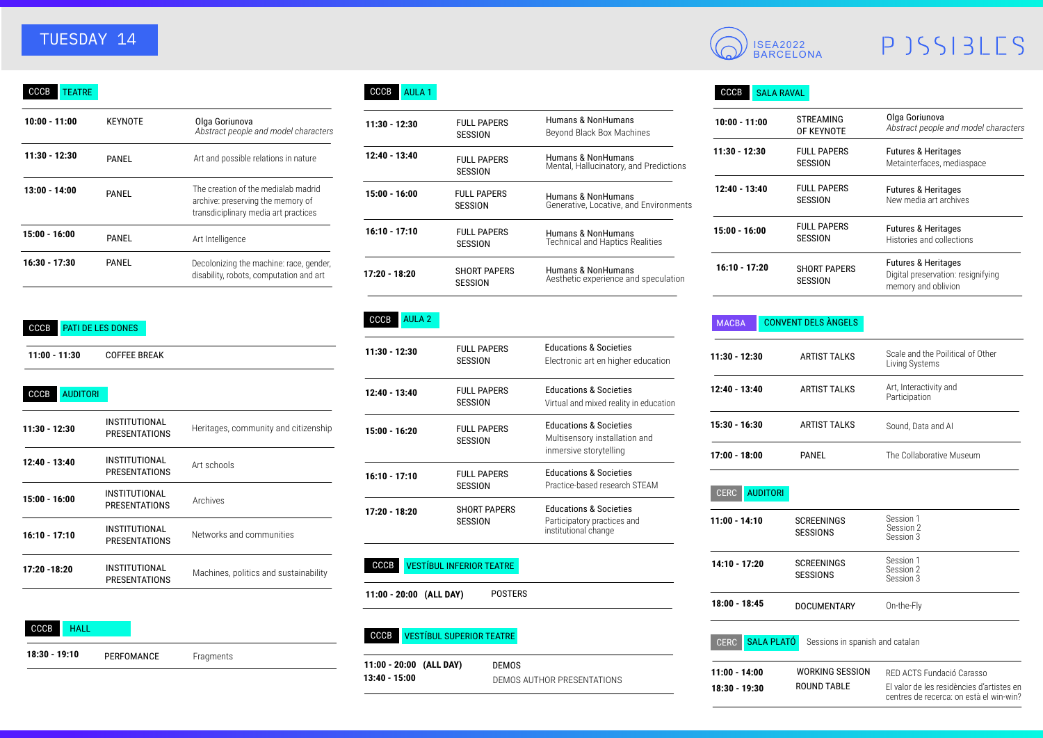# TUESDAY 14

ISEA2022 BARCELONA

POSSIBLES

## CCCB — TEATRE

| Time | Type | Title |
|---|---|---|
| **10:00 - 11:00** | KEYNOTE | Olga Goriunova *Abstract people and model characters* |
| **11:30 - 12:30** | PANEL | Art and possible relations in nature |
| **13:00 - 14:00** | PANEL | The creation of the medialab madrid archive: preserving the memory of transdiciplinary media art practices |
| **15:00 - 16:00** | PANEL | Art Intelligence |
| **16:30 - 17:30** | PANEL | Decolonizing the machine: race, gender, disability, robots, computation and art |

## CCCB — PATI DE LES DONES

| Time | Type |
|---|---|
| **11:00 - 11:30** | COFFEE BREAK |

## CCCB — AUDITORI

| Time | Type | Title |
|---|---|---|
| **11:30 - 12:30** | INSTITUTIONAL PRESENTATIONS | Heritages, community and citizenship |
| **12:40 - 13:40** | INSTITUTIONAL PRESENTATIONS | Art schools |
| **15:00 - 16:00** | INSTITUTIONAL PRESENTATIONS | Archives |
| **16:10 - 17:10** | INSTITUTIONAL PRESENTATIONS | Networks and communities |
| **17:20 -18:20** | INSTITUTIONAL PRESENTATIONS | Machines, politics and sustainability |

## CCCB — HALL

| Time | Type | Title |
|---|---|---|
| **18:30 - 19:10** | PERFOMANCE | Fragments |

## CCCB — AULA 1

| Time | Type | Title |
|---|---|---|
| **11:30 - 12:30** | FULL PAPERS SESSION | Humans & NonHumans Beyond Black Box Machines |
| **12:40 - 13:40** | FULL PAPERS SESSION | Humans & NonHumans Mental, Hallucinatory, and Predictions |
| **15:00 - 16:00** | FULL PAPERS SESSION | Humans & NonHumans Generative, Locative, and Environments |
| **16:10 - 17:10** | FULL PAPERS SESSION | Humans & NonHumans Technical and Haptics Realities |
| **17:20 - 18:20** | SHORT PAPERS SESSION | Humans & NonHumans Aesthetic experience and speculation |

## CCCB — AULA 2

| Time | Type | Title |
|---|---|---|
| **11:30 - 12:30** | FULL PAPERS SESSION | Educations & Societies Electronic art en higher education |
| **12:40 - 13:40** | FULL PAPERS SESSION | Educations & Societies Virtual and mixed reality in education |
| **15:00 - 16:20** | FULL PAPERS SESSION | Educations & Societies Multisensory installation and inmersive storytelling |
| **16:10 - 17:10** | FULL PAPERS SESSION | Educations & Societies Practice-based research STEAM |
| **17:20 - 18:20** | SHORT PAPERS SESSION | Educations & Societies Participatory practices and institutional change |

## CCCB — VESTÍBUL INFERIOR TEATRE

| Time | Type |
|---|---|
| **11:00 - 20:00 (ALL DAY)** | POSTERS |

## CCCB — VESTÍBUL SUPERIOR TEATRE

| Time | Type |
|---|---|
| **11:00 - 20:00 (ALL DAY)** | DEMOS |
| **13:40 - 15:00** | DEMOS AUTHOR PRESENTATIONS |

## CCCB — SALA RAVAL

| Time | Type | Title |
|---|---|---|
| **10:00 - 11:00** | STREAMING OF KEYNOTE | Olga Goriunova *Abstract people and model characters* |
| **11:30 - 12:30** | FULL PAPERS SESSION | Futures & Heritages Metainterfaces, mediaspace |
| **12:40 - 13:40** | FULL PAPERS SESSION | Futures & Heritages New media art archives |
| **15:00 - 16:00** | FULL PAPERS SESSION | Futures & Heritages Histories and collections |
| **16:10 - 17:20** | SHORT PAPERS SESSION | Futures & Heritages Digital preservation: resignifying memory and oblivion |

## MACBA — CONVENT DELS ÀNGELS

| Time | Type | Title |
|---|---|---|
| **11:30 - 12:30** | ARTIST TALKS | Scale and the Poilitical of Other Living Systems |
| **12:40 - 13:40** | ARTIST TALKS | Art, Interactivity and Participation |
| **15:30 - 16:30** | ARTIST TALKS | Sound, Data and AI |
| **17:00 - 18:00** | PANEL | The Collaborative Museum |

## CERC — AUDITORI

| Time | Type | Title |
|---|---|---|
| **11:00 - 14:10** | SCREENINGS SESSIONS | Session 1 Session 2 Session 3 |
| **14:10 - 17:20** | SCREENINGS SESSIONS | Session 1 Session 2 Session 3 |
| **18:00 - 18:45** | DOCUMENTARY | On-the-Fly |

## CERC — SALA PLATÓ

Sessions in spanish and catalan

| Time | Type | Title |
|---|---|---|
| **11:00 - 14:00** | WORKING SESSION | RED ACTS Fundació Carasso |
| **18:30 - 19:30** | ROUND TABLE | El valor de les residències d'artistes en centres de recerca: on està el win-win? |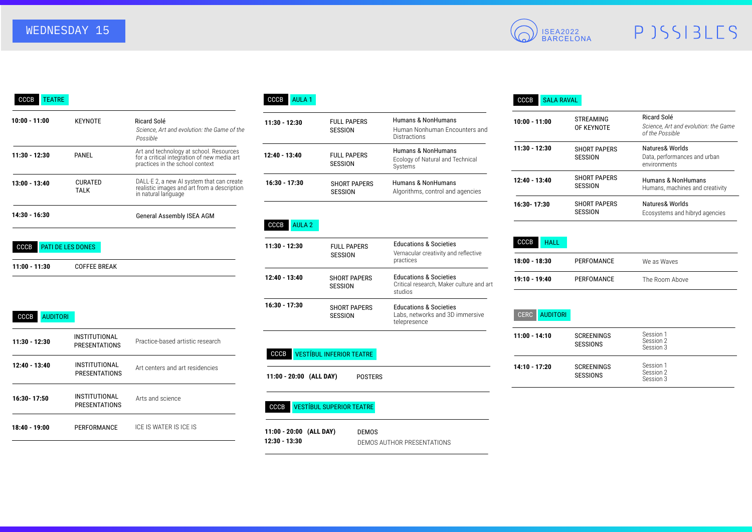# WEDNESDAY 15

ISEA2022 BARCELONA

POSSIBLES

## CCCB TEATRE

| Time | Type | Details |
|---|---|---|
| 10:00 - 11:00 | KEYNOTE | Ricard Solé *Science, Art and evolution: the Game of the Possible* |
| 11:30 - 12:30 | PANEL | Art and technology at school. Resources for a critical integration of new media art practices in the school context |
| 13:00 - 13:40 | CURATED TALK | DALL·E 2, a new AI system that can create realistic images and art from a description in natural language |
| 14:30 - 16:30 | | General Assembly ISEA AGM |

## CCCB PATI DE LES DONES

| Time | Type |
|---|---|
| 11:00 - 11:30 | COFFEE BREAK |

## CCCB AUDITORI

| Time | Type | Details |
|---|---|---|
| 11:30 - 12:30 | INSTITUTIONAL PRESENTATIONS | Practice-based artistic research |
| 12:40 - 13:40 | INSTITUTIONAL PRESENTATIONS | Art centers and art residencies |
| 16:30- 17:50 | INSTITUTIONAL PRESENTATIONS | Arts and science |
| 18:40 - 19:00 | PERFORMANCE | ICE IS WATER IS ICE IS |

## CCCB AULA 1

| Time | Type | Details |
|---|---|---|
| 11:30 - 12:30 | FULL PAPERS SESSION | Humans & NonHumans<br>Human Nonhuman Encounters and Distractions |
| 12:40 - 13:40 | FULL PAPERS SESSION | Humans & NonHumans<br>Ecology of Natural and Technical Systems |
| 16:30 - 17:30 | SHORT PAPERS SESSION | Humans & NonHumans<br>Algorithms, control and agencies |

## CCCB AULA 2

| Time | Type | Details |
|---|---|---|
| 11:30 - 12:30 | FULL PAPERS SESSION | Educations & Societies<br>Vernacular creativity and reflective practices |
| 12:40 - 13:40 | SHORT PAPERS SESSION | Educations & Societies<br>Critical research, Maker culture and art studios |
| 16:30 - 17:30 | SHORT PAPERS SESSION | Educations & Societies<br>Labs, networks and 3D immersive telepresence |

## CCCB VESTÍBUL INFERIOR TEATRE

| Time | Details |
|---|---|
| 11:00 - 20:00 (ALL DAY) | POSTERS |

## CCCB VESTÍBUL SUPERIOR TEATRE

| Time | Details |
|---|---|
| 11:00 - 20:00 (ALL DAY) | DEMOS |
| 12:30 - 13:30 | DEMOS AUTHOR PRESENTATIONS |

## CCCB SALA RAVAL

| Time | Type | Details |
|---|---|---|
| 10:00 - 11:00 | STREAMING OF KEYNOTE | Ricard Solé<br>*Science, Art and evolution: the Game of the Possible* |
| 11:30 - 12:30 | SHORT PAPERS SESSION | Natures& Worlds<br>Data, performances and urban environments |
| 12:40 - 13:40 | SHORT PAPERS SESSION | Humans & NonHumans<br>Humans, machines and creativity |
| 16:30- 17:30 | SHORT PAPERS SESSION | Natures& Worlds<br>Ecosystems and hibryd agencies |

## CCCB HALL

| Time | Type | Details |
|---|---|---|
| 18:00 - 18:30 | PERFOMANCE | We as Waves |
| 19:10 - 19:40 | PERFOMANCE | The Room Above |

## CERC AUDITORI

| Time | Type | Details |
|---|---|---|
| 11:00 - 14:10 | SCREENINGS SESSIONS | Session 1<br>Session 2<br>Session 3 |
| 14:10 - 17:20 | SCREENINGS SESSIONS | Session 1<br>Session 2<br>Session 3 |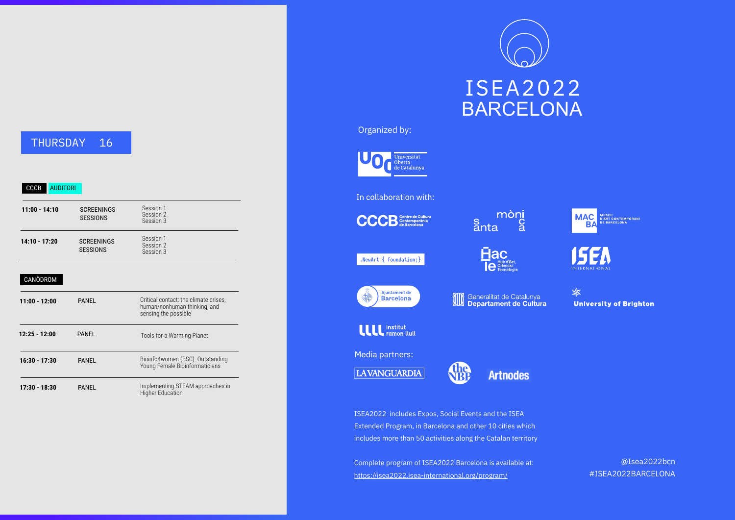## THURSDAY 16

**CCCB** AUDITORI

| | | |
|---|---|---|
| **11:00 - 14:10** | SCREENINGS SESSIONS | Session 1<br>Session 2<br>Session 3 |
| **14:10 - 17:20** | SCREENINGS SESSIONS | Session 1<br>Session 2<br>Session 3 |

**CANÒDROM**

| | | |
|---|---|---|
| **11:00 - 12:00** | PANEL | Critical contact: the climate crises, human/nonhuman thinking, and sensing the possible |
| **12:25 - 12:00** | PANEL | Tools for a Warming Planet |
| **16:30 - 17:30** | PANEL | Bioinfo4women (BSC). Outstanding Young Female Bioinformaticians |
| **17:30 - 18:30** | PANEL | Implementing STEAM approaches in Higher Education |

# ISEA2022 BARCELONA

Organized by:

Universitat Oberta de Catalunya

In collaboration with:

CCCB Centre de Cultura Contemporània de Barcelona

Santa Mònica

MACBA Museu d'Art Contemporani de Barcelona

.NewArt { foundation;}

Hac Te Hub d'Art, Ciència i Tecnologia

ISEA International

Ajuntament de Barcelona

Generalitat de Catalunya Departament de Cultura

University of Brighton

institut ramon llull

Media partners:

LA VANGUARDIA

the NBP

Artnodes

ISEA2022 includes Expos, Social Events and the ISEA Extended Program, in Barcelona and other 10 cities which includes more than 50 activities along the Catalan territory

Complete program of ISEA2022 Barcelona is available at: https://isea2022.isea-international.org/program/

@Isea2022bcn
#ISEA2022BARCELONA